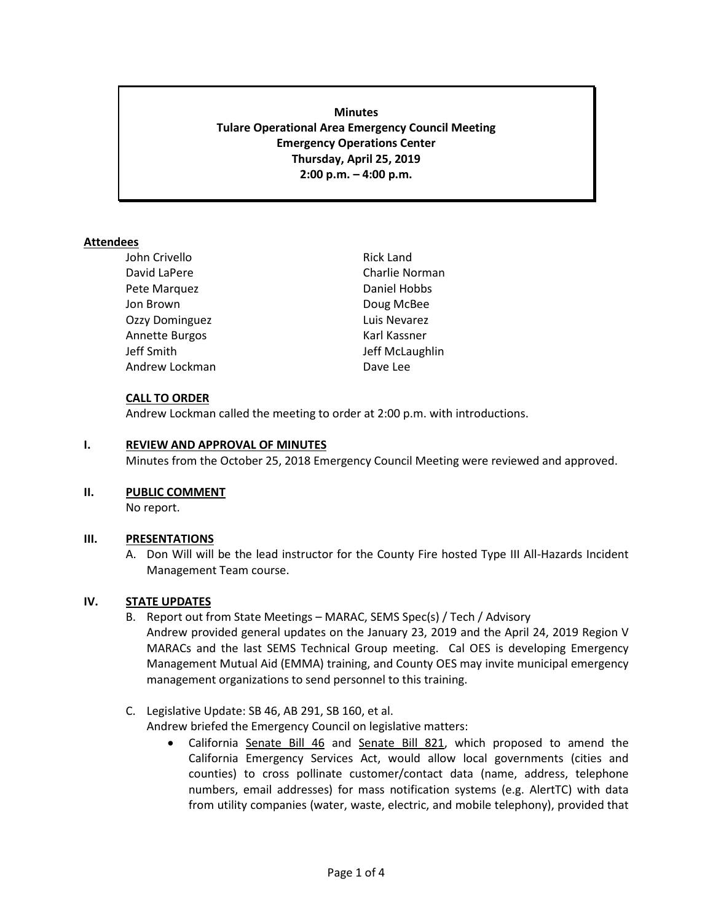**Minutes**
**Tulare Operational Area Emergency Council Meeting**
**Emergency Operations Center**
**Thursday, April 25, 2019**
**2:00 p.m. – 4:00 p.m.**

**Attendees**

| | |
|---|---|
| John Crivello | Rick Land |
| David LaPere | Charlie Norman |
| Pete Marquez | Daniel Hobbs |
| Jon Brown | Doug McBee |
| Ozzy Dominguez | Luis Nevarez |
| Annette Burgos | Karl Kassner |
| Jeff Smith | Jeff McLaughlin |
| Andrew Lockman | Dave Lee |

**CALL TO ORDER**

Andrew Lockman called the meeting to order at 2:00 p.m. with introductions.

**I. REVIEW AND APPROVAL OF MINUTES**

Minutes from the October 25, 2018 Emergency Council Meeting were reviewed and approved.

**II. PUBLIC COMMENT**

No report.

**III. PRESENTATIONS**

A. Don Will will be the lead instructor for the County Fire hosted Type III All-Hazards Incident Management Team course.

**IV. STATE UPDATES**

B. Report out from State Meetings – MARAC, SEMS Spec(s) / Tech / Advisory
Andrew provided general updates on the January 23, 2019 and the April 24, 2019 Region V MARACs and the last SEMS Technical Group meeting. Cal OES is developing Emergency Management Mutual Aid (EMMA) training, and County OES may invite municipal emergency management organizations to send personnel to this training.

C. Legislative Update: SB 46, AB 291, SB 160, et al.
Andrew briefed the Emergency Council on legislative matters:

- California Senate Bill 46 and Senate Bill 821, which proposed to amend the California Emergency Services Act, would allow local governments (cities and counties) to cross pollinate customer/contact data (name, address, telephone numbers, email addresses) for mass notification systems (e.g. AlertTC) with data from utility companies (water, waste, electric, and mobile telephony), provided that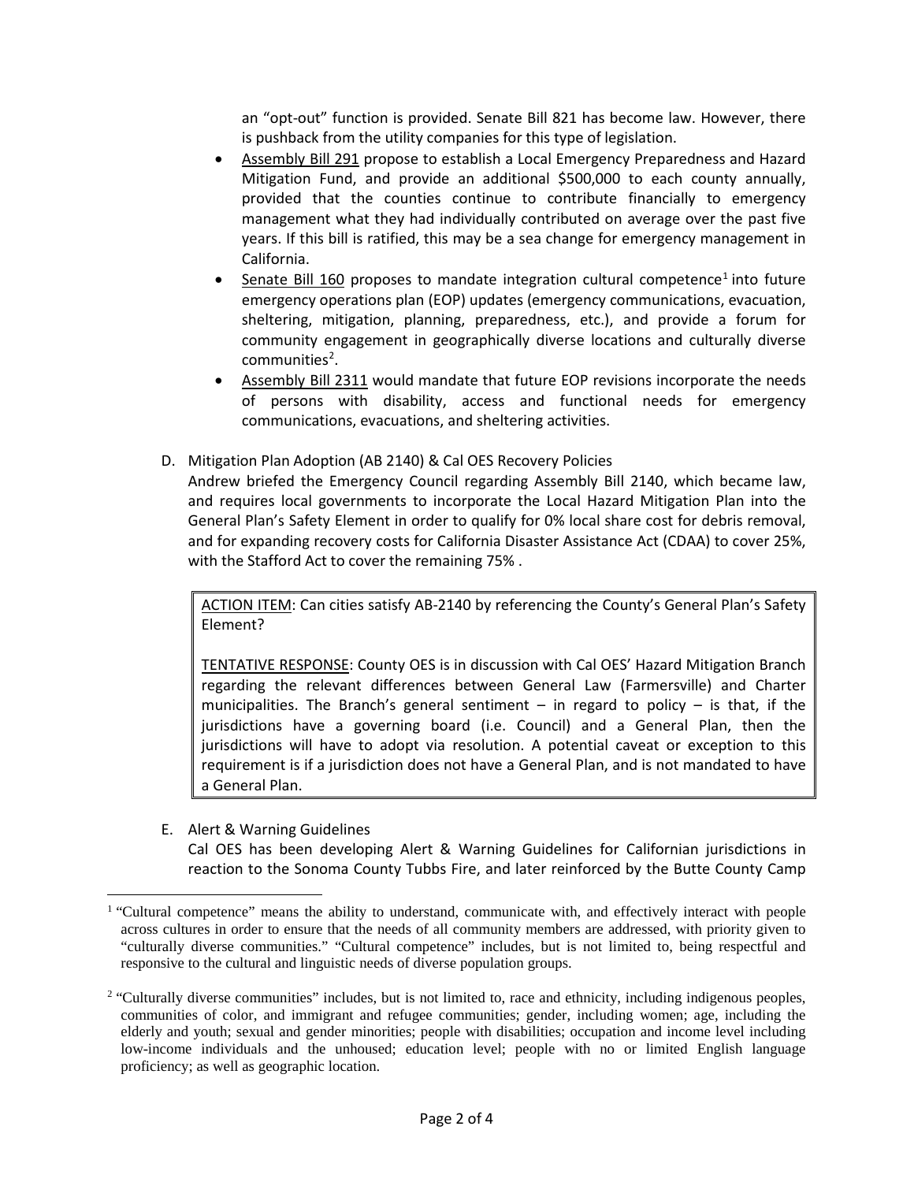an "opt-out" function is provided. Senate Bill 821 has become law. However, there is pushback from the utility companies for this type of legislation.

- Assembly Bill 291 propose to establish a Local Emergency Preparedness and Hazard Mitigation Fund, and provide an additional $500,000 to each county annually, provided that the counties continue to contribute financially to emergency management what they had individually contributed on average over the past five years. If this bill is ratified, this may be a sea change for emergency management in California.
- Senate Bill 160 proposes to mandate integration cultural competence[1] into future emergency operations plan (EOP) updates (emergency communications, evacuation, sheltering, mitigation, planning, preparedness, etc.), and provide a forum for community engagement in geographically diverse locations and culturally diverse communities[2].
- Assembly Bill 2311 would mandate that future EOP revisions incorporate the needs of persons with disability, access and functional needs for emergency communications, evacuations, and sheltering activities.

D. Mitigation Plan Adoption (AB 2140) & Cal OES Recovery Policies

Andrew briefed the Emergency Council regarding Assembly Bill 2140, which became law, and requires local governments to incorporate the Local Hazard Mitigation Plan into the General Plan's Safety Element in order to qualify for 0% local share cost for debris removal, and for expanding recovery costs for California Disaster Assistance Act (CDAA) to cover 25%, with the Stafford Act to cover the remaining 75% .

> ACTION ITEM: Can cities satisfy AB-2140 by referencing the County's General Plan's Safety Element?
>
> TENTATIVE RESPONSE: County OES is in discussion with Cal OES' Hazard Mitigation Branch regarding the relevant differences between General Law (Farmersville) and Charter municipalities. The Branch's general sentiment – in regard to policy – is that, if the jurisdictions have a governing board (i.e. Council) and a General Plan, then the jurisdictions will have to adopt via resolution. A potential caveat or exception to this requirement is if a jurisdiction does not have a General Plan, and is not mandated to have a General Plan.

E. Alert & Warning Guidelines

Cal OES has been developing Alert & Warning Guidelines for Californian jurisdictions in reaction to the Sonoma County Tubbs Fire, and later reinforced by the Butte County Camp

---

[1] "Cultural competence" means the ability to understand, communicate with, and effectively interact with people across cultures in order to ensure that the needs of all community members are addressed, with priority given to "culturally diverse communities." "Cultural competence" includes, but is not limited to, being respectful and responsive to the cultural and linguistic needs of diverse population groups.

[2] "Culturally diverse communities" includes, but is not limited to, race and ethnicity, including indigenous peoples, communities of color, and immigrant and refugee communities; gender, including women; age, including the elderly and youth; sexual and gender minorities; people with disabilities; occupation and income level including low-income individuals and the unhoused; education level; people with no or limited English language proficiency; as well as geographic location.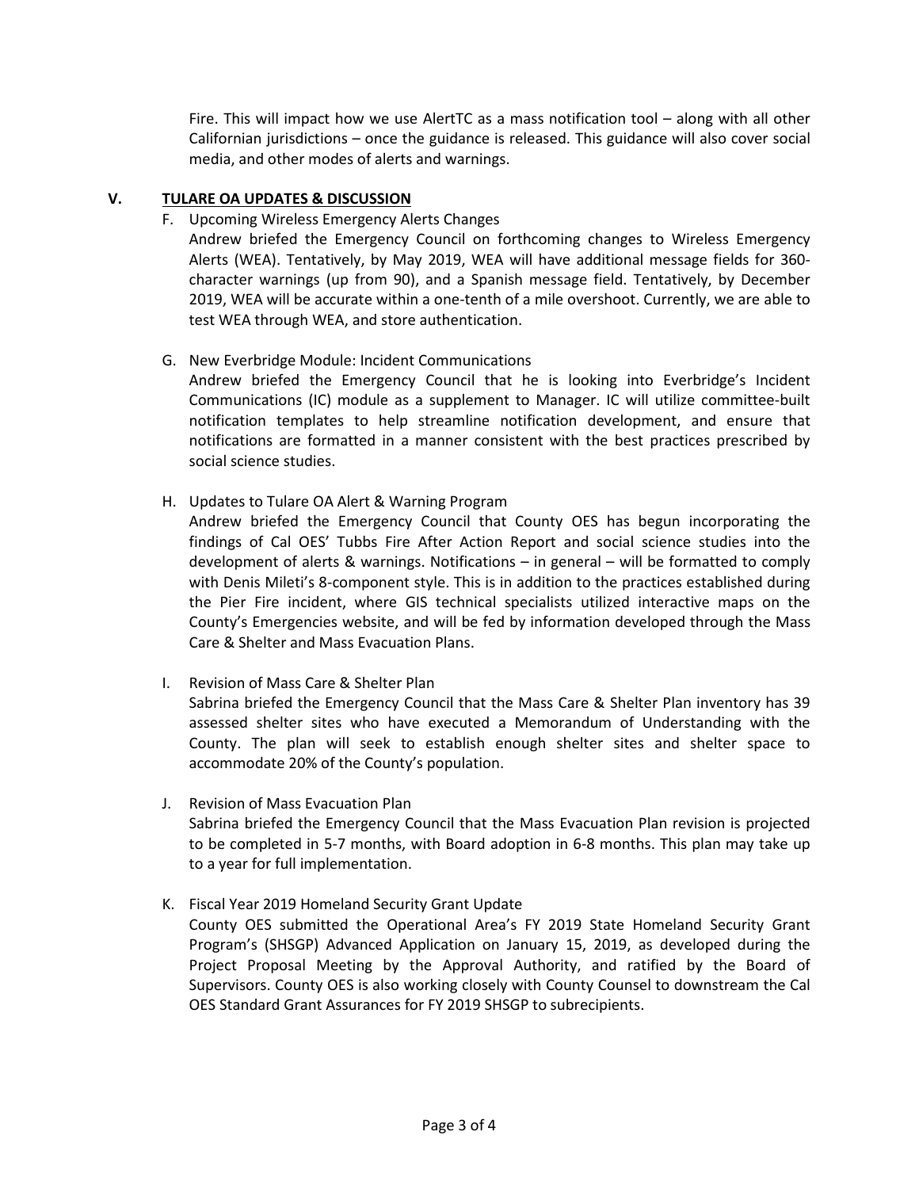Fire. This will impact how we use AlertTC as a mass notification tool – along with all other Californian jurisdictions – once the guidance is released. This guidance will also cover social media, and other modes of alerts and warnings.

## V. TULARE OA UPDATES & DISCUSSION

F. Upcoming Wireless Emergency Alerts Changes

Andrew briefed the Emergency Council on forthcoming changes to Wireless Emergency Alerts (WEA). Tentatively, by May 2019, WEA will have additional message fields for 360-character warnings (up from 90), and a Spanish message field. Tentatively, by December 2019, WEA will be accurate within a one-tenth of a mile overshoot. Currently, we are able to test WEA through WEA, and store authentication.

G. New Everbridge Module: Incident Communications

Andrew briefed the Emergency Council that he is looking into Everbridge's Incident Communications (IC) module as a supplement to Manager. IC will utilize committee-built notification templates to help streamline notification development, and ensure that notifications are formatted in a manner consistent with the best practices prescribed by social science studies.

H. Updates to Tulare OA Alert & Warning Program

Andrew briefed the Emergency Council that County OES has begun incorporating the findings of Cal OES' Tubbs Fire After Action Report and social science studies into the development of alerts & warnings. Notifications – in general – will be formatted to comply with Denis Mileti's 8-component style. This is in addition to the practices established during the Pier Fire incident, where GIS technical specialists utilized interactive maps on the County's Emergencies website, and will be fed by information developed through the Mass Care & Shelter and Mass Evacuation Plans.

I. Revision of Mass Care & Shelter Plan

Sabrina briefed the Emergency Council that the Mass Care & Shelter Plan inventory has 39 assessed shelter sites who have executed a Memorandum of Understanding with the County. The plan will seek to establish enough shelter sites and shelter space to accommodate 20% of the County's population.

J. Revision of Mass Evacuation Plan

Sabrina briefed the Emergency Council that the Mass Evacuation Plan revision is projected to be completed in 5-7 months, with Board adoption in 6-8 months. This plan may take up to a year for full implementation.

K. Fiscal Year 2019 Homeland Security Grant Update

County OES submitted the Operational Area's FY 2019 State Homeland Security Grant Program's (SHSGP) Advanced Application on January 15, 2019, as developed during the Project Proposal Meeting by the Approval Authority, and ratified by the Board of Supervisors. County OES is also working closely with County Counsel to downstream the Cal OES Standard Grant Assurances for FY 2019 SHSGP to subrecipients.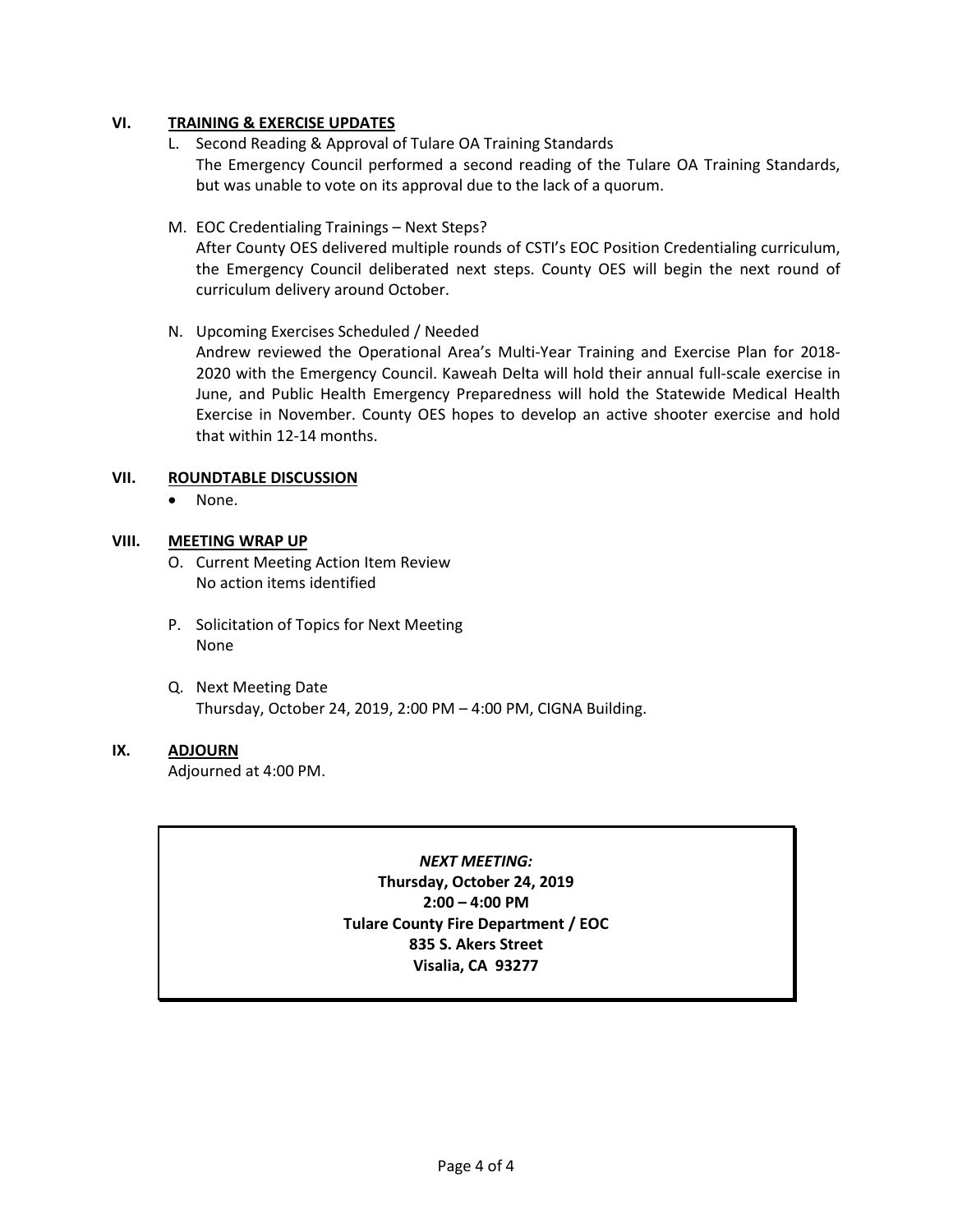## VI. TRAINING & EXERCISE UPDATES

L. Second Reading & Approval of Tulare OA Training Standards
The Emergency Council performed a second reading of the Tulare OA Training Standards, but was unable to vote on its approval due to the lack of a quorum.

M. EOC Credentialing Trainings – Next Steps?
After County OES delivered multiple rounds of CSTI's EOC Position Credentialing curriculum, the Emergency Council deliberated next steps. County OES will begin the next round of curriculum delivery around October.

N. Upcoming Exercises Scheduled / Needed
Andrew reviewed the Operational Area's Multi-Year Training and Exercise Plan for 2018-2020 with the Emergency Council. Kaweah Delta will hold their annual full-scale exercise in June, and Public Health Emergency Preparedness will hold the Statewide Medical Health Exercise in November. County OES hopes to develop an active shooter exercise and hold that within 12-14 months.

## VII. ROUNDTABLE DISCUSSION

- None.

## VIII. MEETING WRAP UP

O. Current Meeting Action Item Review
No action items identified

P. Solicitation of Topics for Next Meeting
None

Q. Next Meeting Date
Thursday, October 24, 2019, 2:00 PM – 4:00 PM, CIGNA Building.

## IX. ADJOURN

Adjourned at 4:00 PM.

*NEXT MEETING:*
**Thursday, October 24, 2019**
**2:00 – 4:00 PM**
**Tulare County Fire Department / EOC**
**835 S. Akers Street**
**Visalia, CA 93277**